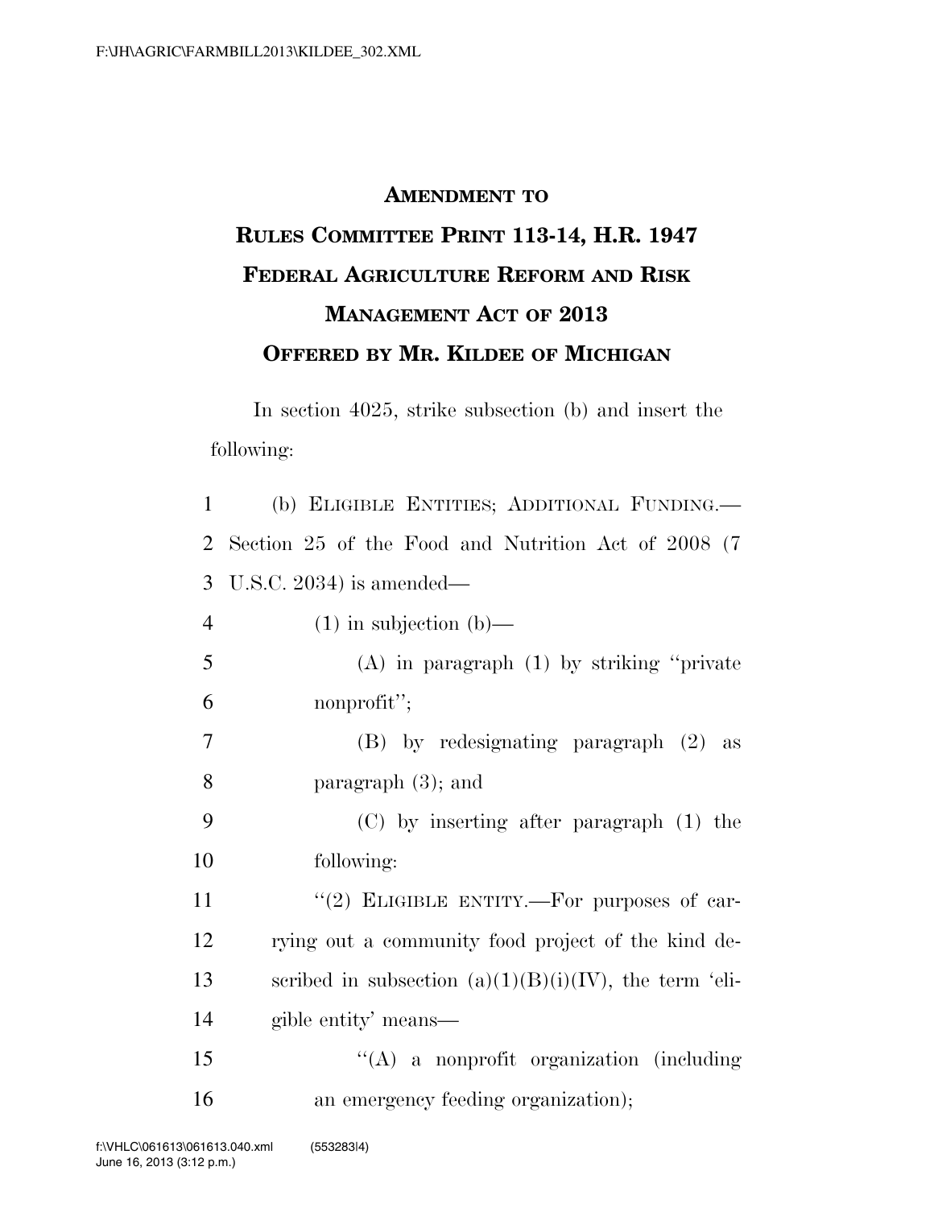**AMENDMENT TO**

**RULES COMMITTEE PRINT 113-14, H.R. 1947**

**FEDERAL AGRICULTURE REFORM AND RISK MANAGEMENT ACT OF 2013**

**OFFERED BY MR. KILDEE OF MICHIGAN**

In section 4025, strike subsection (b) and insert the following:

(b) ELIGIBLE ENTITIES; ADDITIONAL FUNDING.— Section 25 of the Food and Nutrition Act of 2008 (7 U.S.C. 2034) is amended—

(1) in subjection (b)—

(A) in paragraph (1) by striking "private nonprofit";

(B) by redesignating paragraph (2) as paragraph (3); and

(C) by inserting after paragraph (1) the following:

"(2) ELIGIBLE ENTITY.—For purposes of carrying out a community food project of the kind described in subsection (a)(1)(B)(i)(IV), the term 'eligible entity' means—

"(A) a nonprofit organization (including an emergency feeding organization);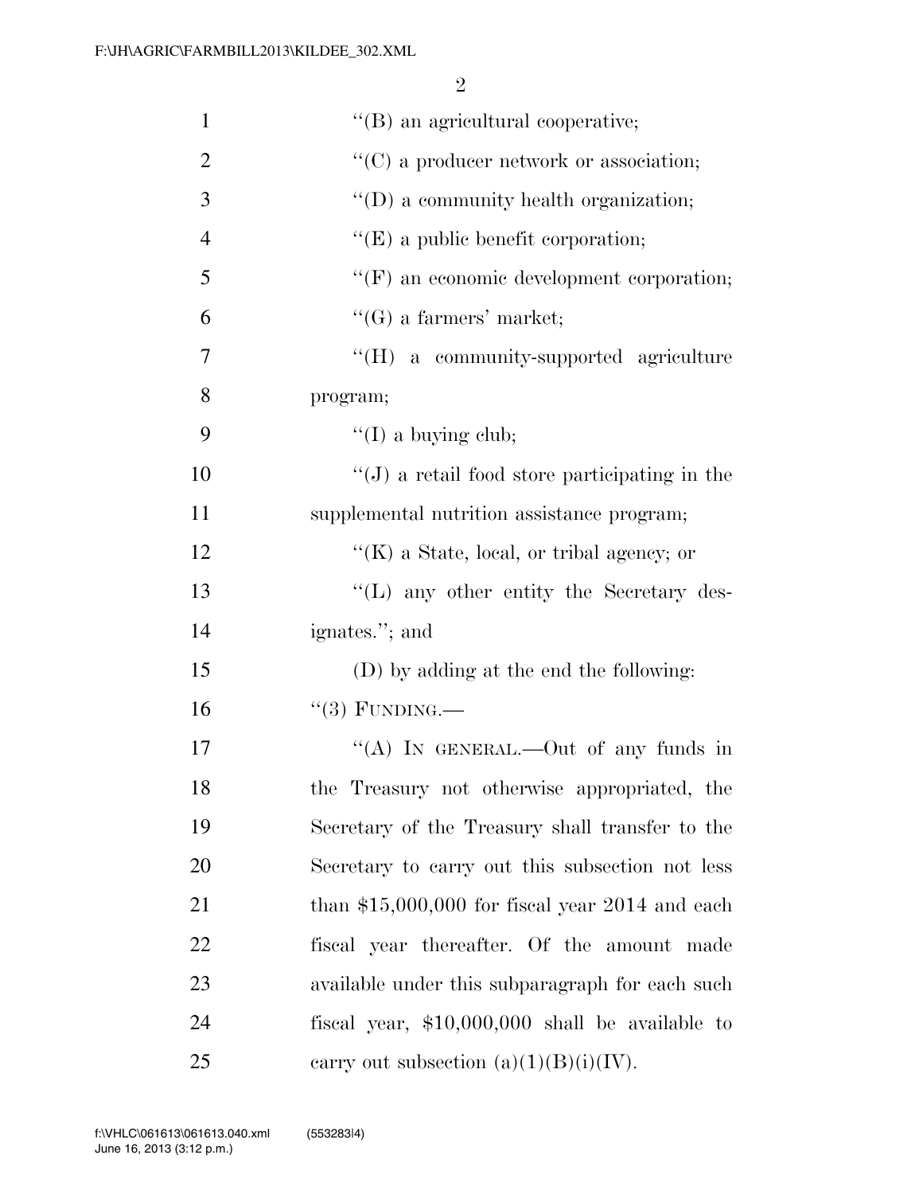"(B) an agricultural cooperative;

"(C) a producer network or association;

"(D) a community health organization;

"(E) a public benefit corporation;

"(F) an economic development corporation;

"(G) a farmers' market;

"(H) a community-supported agriculture program;

"(I) a buying club;

"(J) a retail food store participating in the supplemental nutrition assistance program;

"(K) a State, local, or tribal agency; or

"(L) any other entity the Secretary designates."; and

(D) by adding at the end the following:

"(3) FUNDING.—

"(A) IN GENERAL.—Out of any funds in the Treasury not otherwise appropriated, the Secretary of the Treasury shall transfer to the Secretary to carry out this subsection not less than $15,000,000 for fiscal year 2014 and each fiscal year thereafter. Of the amount made available under this subparagraph for each such fiscal year, $10,000,000 shall be available to carry out subsection (a)(1)(B)(i)(IV).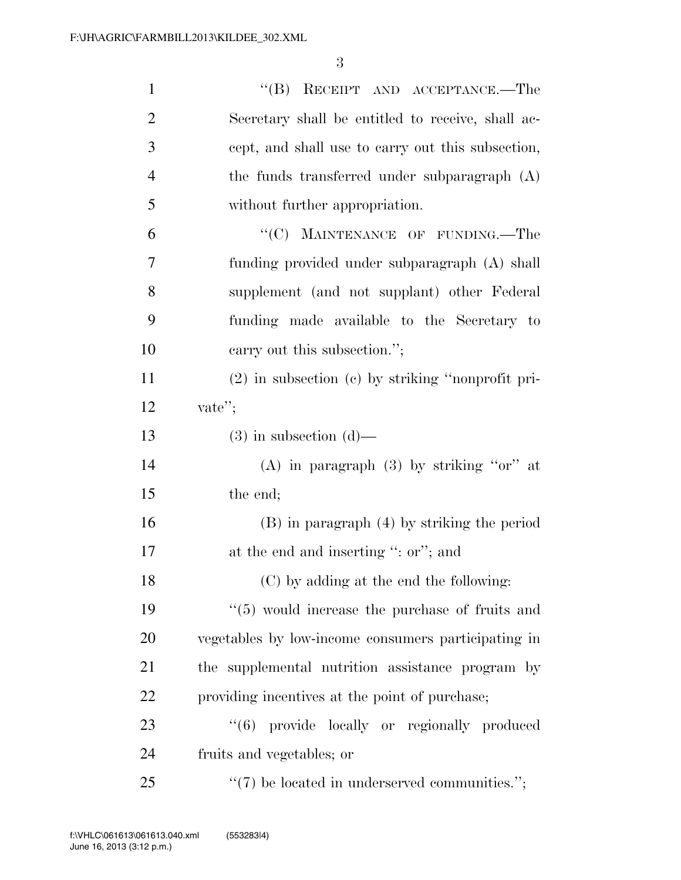"(B) RECEIPT AND ACCEPTANCE.—The Secretary shall be entitled to receive, shall accept, and shall use to carry out this subsection, the funds transferred under subparagraph (A) without further appropriation.

"(C) MAINTENANCE OF FUNDING.—The funding provided under subparagraph (A) shall supplement (and not supplant) other Federal funding made available to the Secretary to carry out this subsection.";

(2) in subsection (c) by striking "nonprofit private";

(3) in subsection (d)—

(A) in paragraph (3) by striking "or" at the end;

(B) in paragraph (4) by striking the period at the end and inserting ": or"; and

(C) by adding at the end the following:

"(5) would increase the purchase of fruits and vegetables by low-income consumers participating in the supplemental nutrition assistance program by providing incentives at the point of purchase;

"(6) provide locally or regionally produced fruits and vegetables; or

"(7) be located in underserved communities.";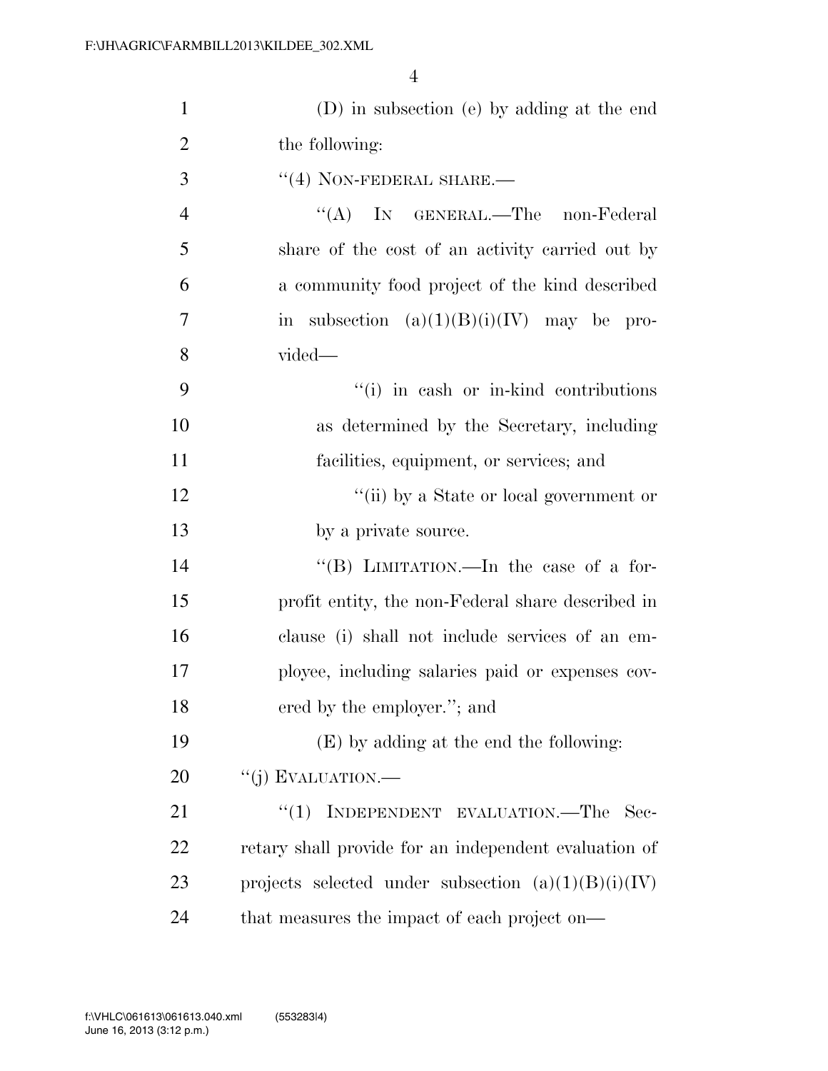(D) in subsection (e) by adding at the end the following:

"(4) NON-FEDERAL SHARE.—

"(A) IN GENERAL.—The non-Federal share of the cost of an activity carried out by a community food project of the kind described in subsection (a)(1)(B)(i)(IV) may be provided—

"(i) in cash or in-kind contributions as determined by the Secretary, including facilities, equipment, or services; and

"(ii) by a State or local government or by a private source.

"(B) LIMITATION.—In the case of a for-profit entity, the non-Federal share described in clause (i) shall not include services of an employee, including salaries paid or expenses covered by the employer."; and

(E) by adding at the end the following:

"(j) EVALUATION.—

"(1) INDEPENDENT EVALUATION.—The Secretary shall provide for an independent evaluation of projects selected under subsection (a)(1)(B)(i)(IV) that measures the impact of each project on—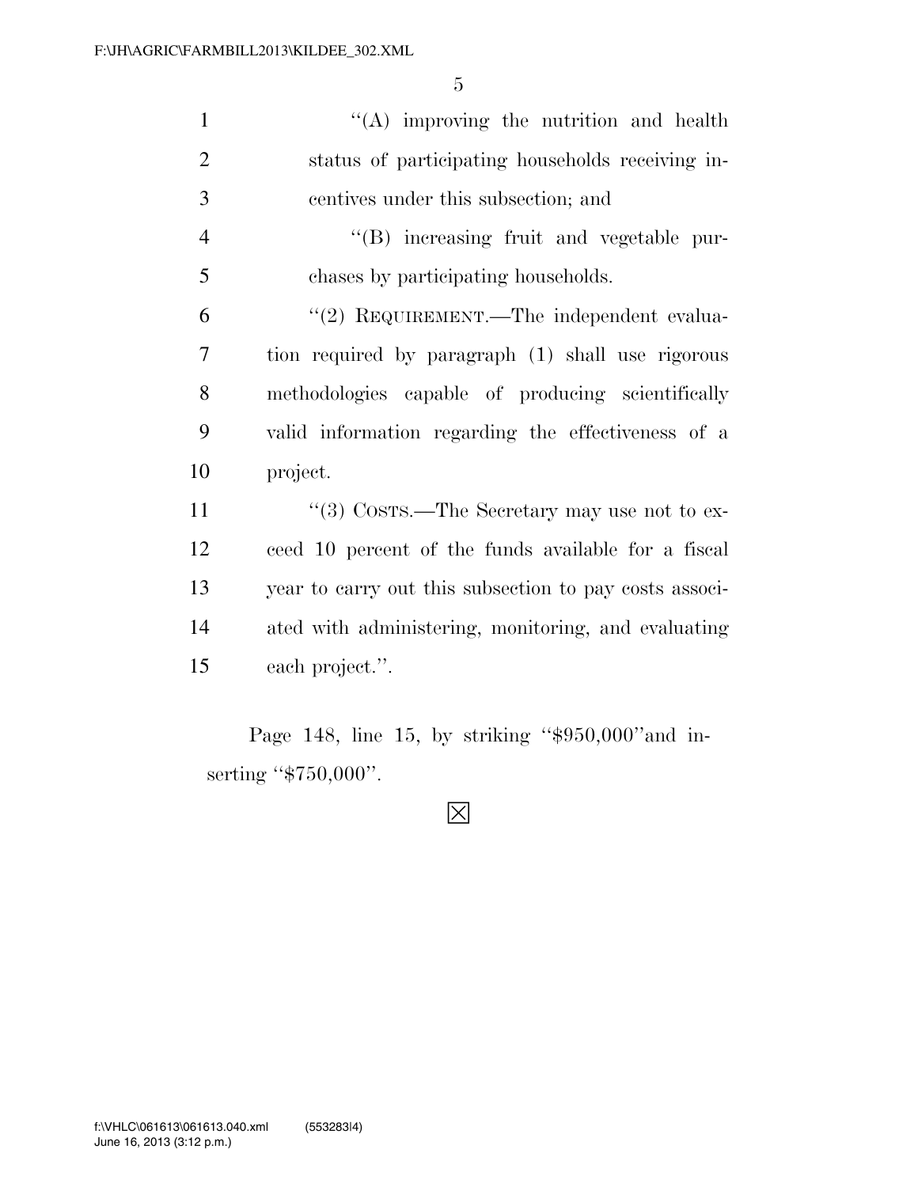''(A) improving the nutrition and health status of participating households receiving incentives under this subsection; and

''(B) increasing fruit and vegetable purchases by participating households.

''(2) REQUIREMENT.—The independent evaluation required by paragraph (1) shall use rigorous methodologies capable of producing scientifically valid information regarding the effectiveness of a project.

''(3) COSTS.—The Secretary may use not to exceed 10 percent of the funds available for a fiscal year to carry out this subsection to pay costs associated with administering, monitoring, and evaluating each project.''.

Page 148, line 15, by striking ''$950,000''and inserting ''$750,000''.

☒